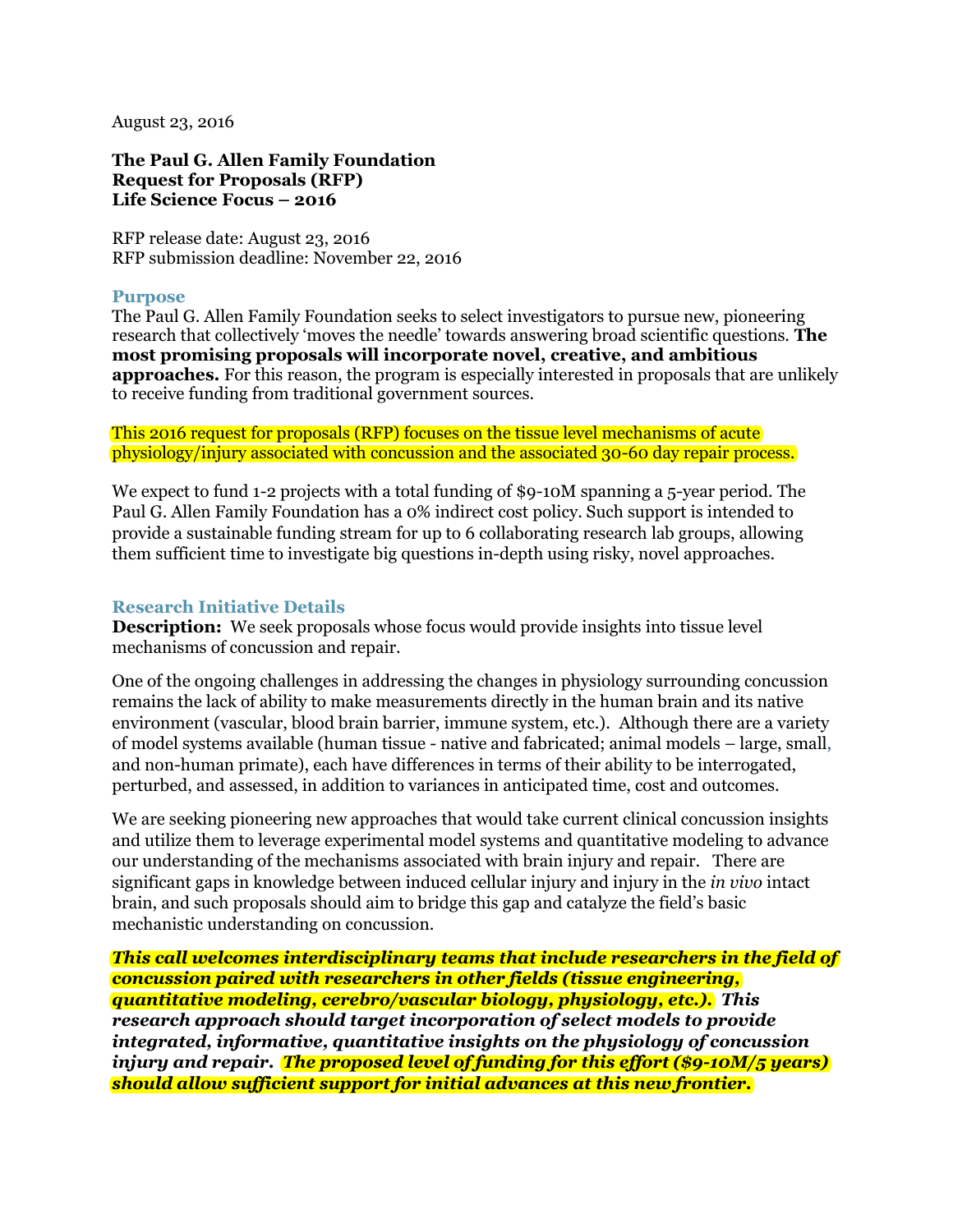August 23, 2016

**The Paul G. Allen Family Foundation**
**Request for Proposals (RFP)**
**Life Science Focus – 2016**

RFP release date: August 23, 2016
RFP submission deadline: November 22, 2016

## Purpose

The Paul G. Allen Family Foundation seeks to select investigators to pursue new, pioneering research that collectively 'moves the needle' towards answering broad scientific questions. **The most promising proposals will incorporate novel, creative, and ambitious approaches.** For this reason, the program is especially interested in proposals that are unlikely to receive funding from traditional government sources.

This 2016 request for proposals (RFP) focuses on the tissue level mechanisms of acute physiology/injury associated with concussion and the associated 30-60 day repair process.

We expect to fund 1-2 projects with a total funding of $9-10M spanning a 5-year period. The Paul G. Allen Family Foundation has a 0% indirect cost policy. Such support is intended to provide a sustainable funding stream for up to 6 collaborating research lab groups, allowing them sufficient time to investigate big questions in-depth using risky, novel approaches.

## Research Initiative Details

**Description:** We seek proposals whose focus would provide insights into tissue level mechanisms of concussion and repair.

One of the ongoing challenges in addressing the changes in physiology surrounding concussion remains the lack of ability to make measurements directly in the human brain and its native environment (vascular, blood brain barrier, immune system, etc.). Although there are a variety of model systems available (human tissue - native and fabricated; animal models – large, small, and non-human primate), each have differences in terms of their ability to be interrogated, perturbed, and assessed, in addition to variances in anticipated time, cost and outcomes.

We are seeking pioneering new approaches that would take current clinical concussion insights and utilize them to leverage experimental model systems and quantitative modeling to advance our understanding of the mechanisms associated with brain injury and repair. There are significant gaps in knowledge between induced cellular injury and injury in the *in vivo* intact brain, and such proposals should aim to bridge this gap and catalyze the field's basic mechanistic understanding on concussion.

***This call welcomes interdisciplinary teams that include researchers in the field of concussion paired with researchers in other fields (tissue engineering, quantitative modeling, cerebro/vascular biology, physiology, etc.). This research approach should target incorporation of select models to provide integrated, informative, quantitative insights on the physiology of concussion injury and repair. The proposed level of funding for this effort ($9-10M/5 years) should allow sufficient support for initial advances at this new frontier.***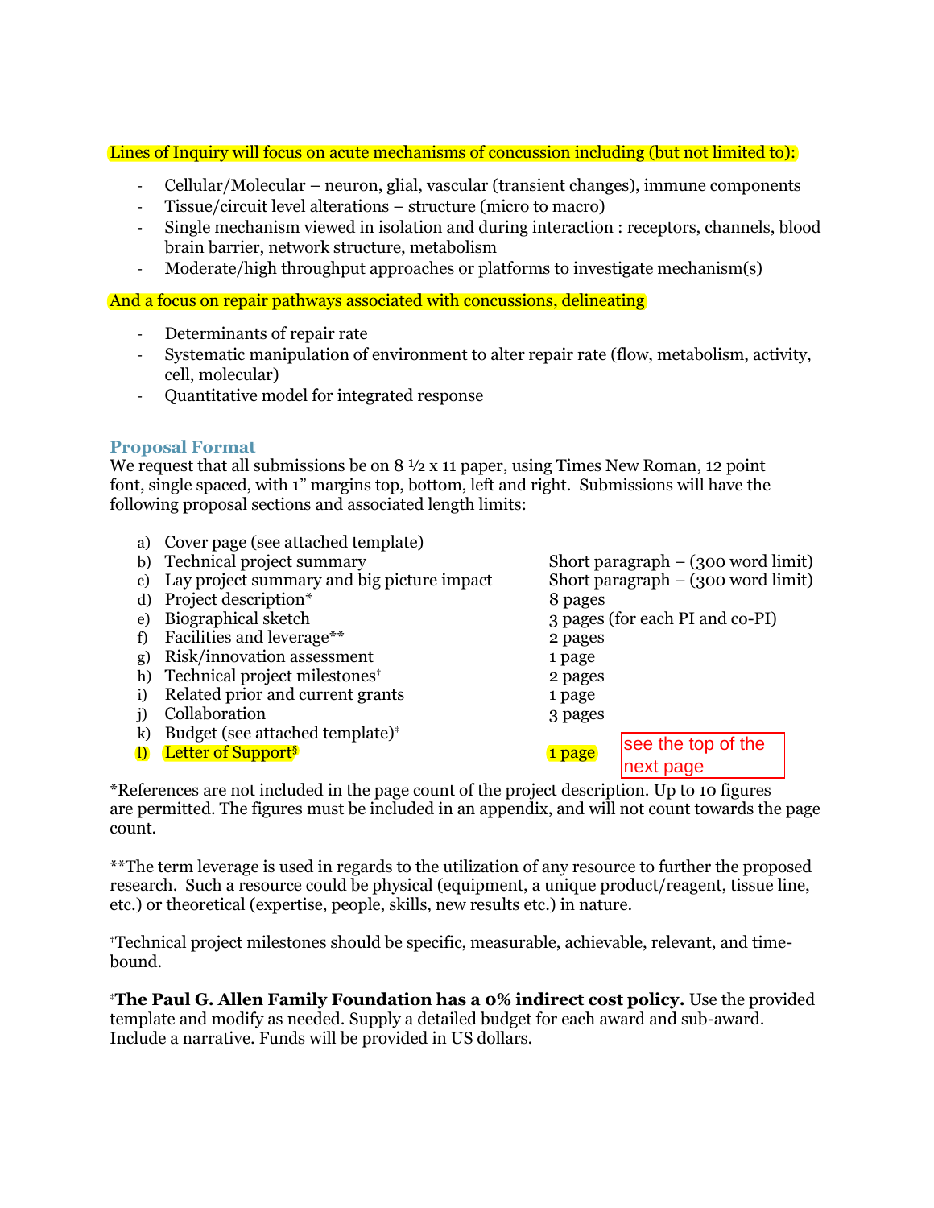Lines of Inquiry will focus on acute mechanisms of concussion including (but not limited to):

- Cellular/Molecular – neuron, glial, vascular (transient changes), immune components
- Tissue/circuit level alterations – structure (micro to macro)
- Single mechanism viewed in isolation and during interaction : receptors, channels, blood brain barrier, network structure, metabolism
- Moderate/high throughput approaches or platforms to investigate mechanism(s)

And a focus on repair pathways associated with concussions, delineating

- Determinants of repair rate
- Systematic manipulation of environment to alter repair rate (flow, metabolism, activity, cell, molecular)
- Quantitative model for integrated response

## Proposal Format

We request that all submissions be on 8 ½ x 11 paper, using Times New Roman, 12 point font, single spaced, with 1" margins top, bottom, left and right. Submissions will have the following proposal sections and associated length limits:

| | Section | Length limit |
|---|---|---|
| a) | Cover page (see attached template) | |
| b) | Technical project summary | Short paragraph – (300 word limit) |
| c) | Lay project summary and big picture impact | Short paragraph – (300 word limit) |
| d) | Project description* | 8 pages |
| e) | Biographical sketch | 3 pages (for each PI and co-PI) |
| f) | Facilities and leverage** | 2 pages |
| g) | Risk/innovation assessment | 1 page |
| h) | Technical project milestones† | 2 pages |
| i) | Related prior and current grants | 1 page |
| j) | Collaboration | 3 pages |
| k) | Budget (see attached template)‡ | |
| l) | Letter of Support§ | 1 page |

see the top of the next page

*References are not included in the page count of the project description. Up to 10 figures are permitted. The figures must be included in an appendix, and will not count towards the page count.

**The term leverage is used in regards to the utilization of any resource to further the proposed research. Such a resource could be physical (equipment, a unique product/reagent, tissue line, etc.) or theoretical (expertise, people, skills, new results etc.) in nature.

†Technical project milestones should be specific, measurable, achievable, relevant, and time-bound.

‡**The Paul G. Allen Family Foundation has a 0% indirect cost policy.** Use the provided template and modify as needed. Supply a detailed budget for each award and sub-award. Include a narrative. Funds will be provided in US dollars.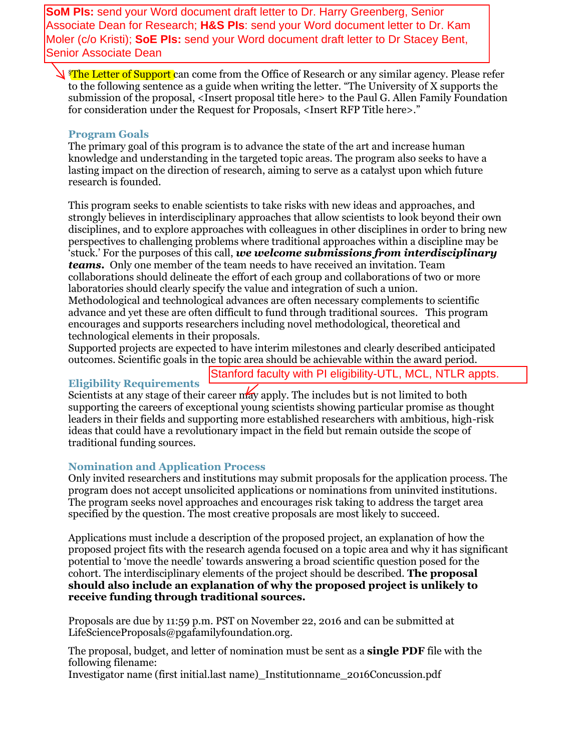**SoM PIs:** send your Word document draft letter to Dr. Harry Greenberg, Senior Associate Dean for Research; **H&S PIs**: send your Word document letter to Dr. Kam Moler (c/o Kristi); **SoE PIs:** send your Word document draft letter to Dr Stacey Bent, Senior Associate Dean

§The Letter of Support can come from the Office of Research or any similar agency. Please refer to the following sentence as a guide when writing the letter. "The University of X supports the submission of the proposal, <Insert proposal title here> to the Paul G. Allen Family Foundation for consideration under the Request for Proposals, <Insert RFP Title here>."

## Program Goals

The primary goal of this program is to advance the state of the art and increase human knowledge and understanding in the targeted topic areas. The program also seeks to have a lasting impact on the direction of research, aiming to serve as a catalyst upon which future research is founded.

This program seeks to enable scientists to take risks with new ideas and approaches, and strongly believes in interdisciplinary approaches that allow scientists to look beyond their own disciplines, and to explore approaches with colleagues in other disciplines in order to bring new perspectives to challenging problems where traditional approaches within a discipline may be 'stuck.' For the purposes of this call, ***we welcome submissions from interdisciplinary teams.*** Only one member of the team needs to have received an invitation. Team collaborations should delineate the effort of each group and collaborations of two or more laboratories should clearly specify the value and integration of such a union.
Methodological and technological advances are often necessary complements to scientific advance and yet these are often difficult to fund through traditional sources. This program encourages and supports researchers including novel methodological, theoretical and technological elements in their proposals.
Supported projects are expected to have interim milestones and clearly described anticipated outcomes. Scientific goals in the topic area should be achievable within the award period.

## Eligibility Requirements

Stanford faculty with PI eligibility-UTL, MCL, NTLR appts.

Scientists at any stage of their career may apply. The includes but is not limited to both supporting the careers of exceptional young scientists showing particular promise as thought leaders in their fields and supporting more established researchers with ambitious, high-risk ideas that could have a revolutionary impact in the field but remain outside the scope of traditional funding sources.

## Nomination and Application Process

Only invited researchers and institutions may submit proposals for the application process. The program does not accept unsolicited applications or nominations from uninvited institutions. The program seeks novel approaches and encourages risk taking to address the target area specified by the question. The most creative proposals are most likely to succeed.

Applications must include a description of the proposed project, an explanation of how the proposed project fits with the research agenda focused on a topic area and why it has significant potential to 'move the needle' towards answering a broad scientific question posed for the cohort. The interdisciplinary elements of the project should be described. **The proposal should also include an explanation of why the proposed project is unlikely to receive funding through traditional sources.**

Proposals are due by 11:59 p.m. PST on November 22, 2016 and can be submitted at LifeScienceProposals@pgafamilyfoundation.org.

The proposal, budget, and letter of nomination must be sent as a **single PDF** file with the following filename:
Investigator name (first initial.last name)_Institutionname_2016Concussion.pdf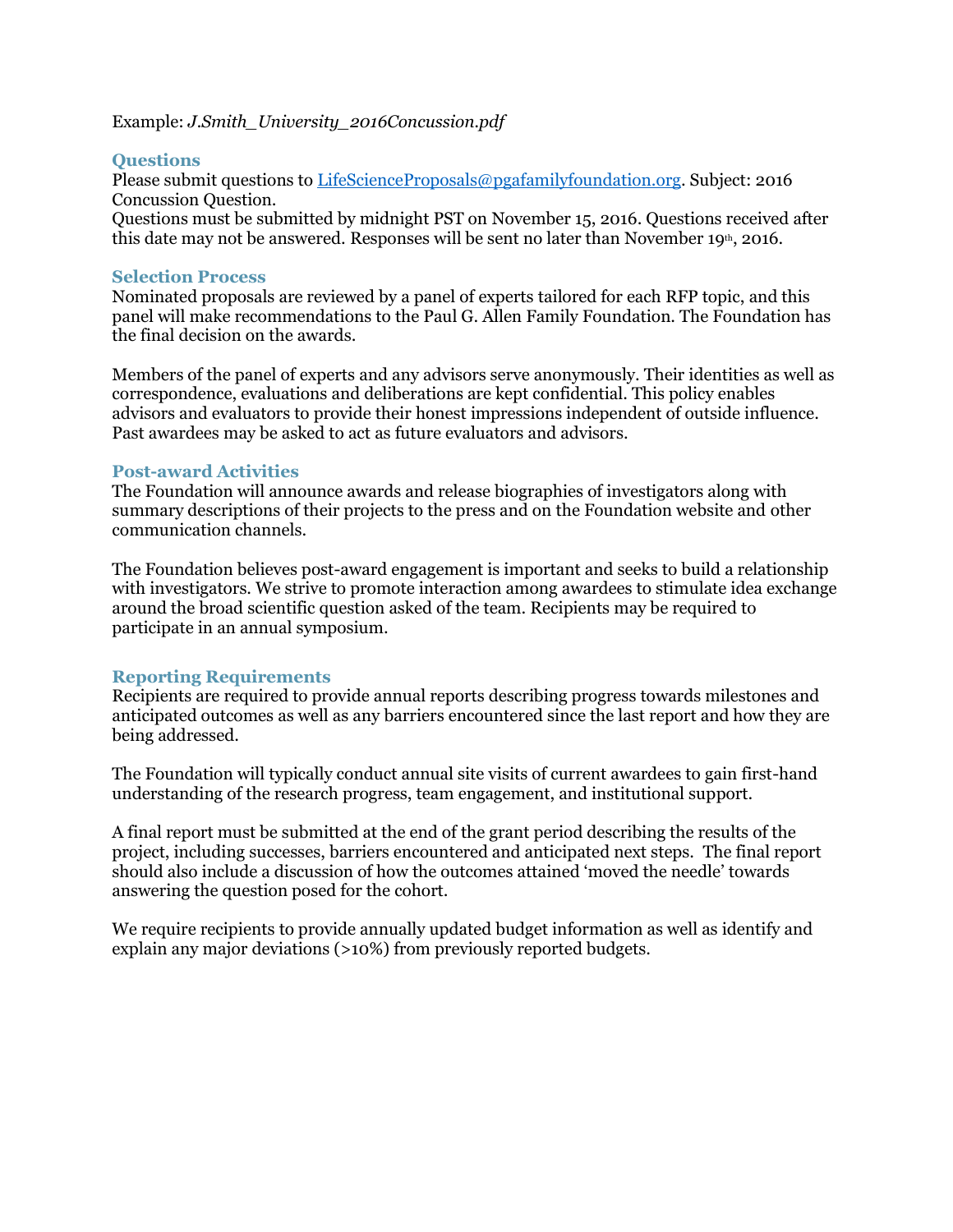Example: *J.Smith_University_2016Concussion.pdf*

### Questions

Please submit questions to [LifeScienceProposals@pgafamilyfoundation.org](mailto:LifeScienceProposals@pgafamilyfoundation.org). Subject: 2016 Concussion Question.
Questions must be submitted by midnight PST on November 15, 2016. Questions received after this date may not be answered. Responses will be sent no later than November 19th, 2016.

### Selection Process

Nominated proposals are reviewed by a panel of experts tailored for each RFP topic, and this panel will make recommendations to the Paul G. Allen Family Foundation. The Foundation has the final decision on the awards.

Members of the panel of experts and any advisors serve anonymously. Their identities as well as correspondence, evaluations and deliberations are kept confidential. This policy enables advisors and evaluators to provide their honest impressions independent of outside influence. Past awardees may be asked to act as future evaluators and advisors.

### Post-award Activities

The Foundation will announce awards and release biographies of investigators along with summary descriptions of their projects to the press and on the Foundation website and other communication channels.

The Foundation believes post-award engagement is important and seeks to build a relationship with investigators. We strive to promote interaction among awardees to stimulate idea exchange around the broad scientific question asked of the team. Recipients may be required to participate in an annual symposium.

### Reporting Requirements

Recipients are required to provide annual reports describing progress towards milestones and anticipated outcomes as well as any barriers encountered since the last report and how they are being addressed.

The Foundation will typically conduct annual site visits of current awardees to gain first-hand understanding of the research progress, team engagement, and institutional support.

A final report must be submitted at the end of the grant period describing the results of the project, including successes, barriers encountered and anticipated next steps. The final report should also include a discussion of how the outcomes attained 'moved the needle' towards answering the question posed for the cohort.

We require recipients to provide annually updated budget information as well as identify and explain any major deviations (>10%) from previously reported budgets.